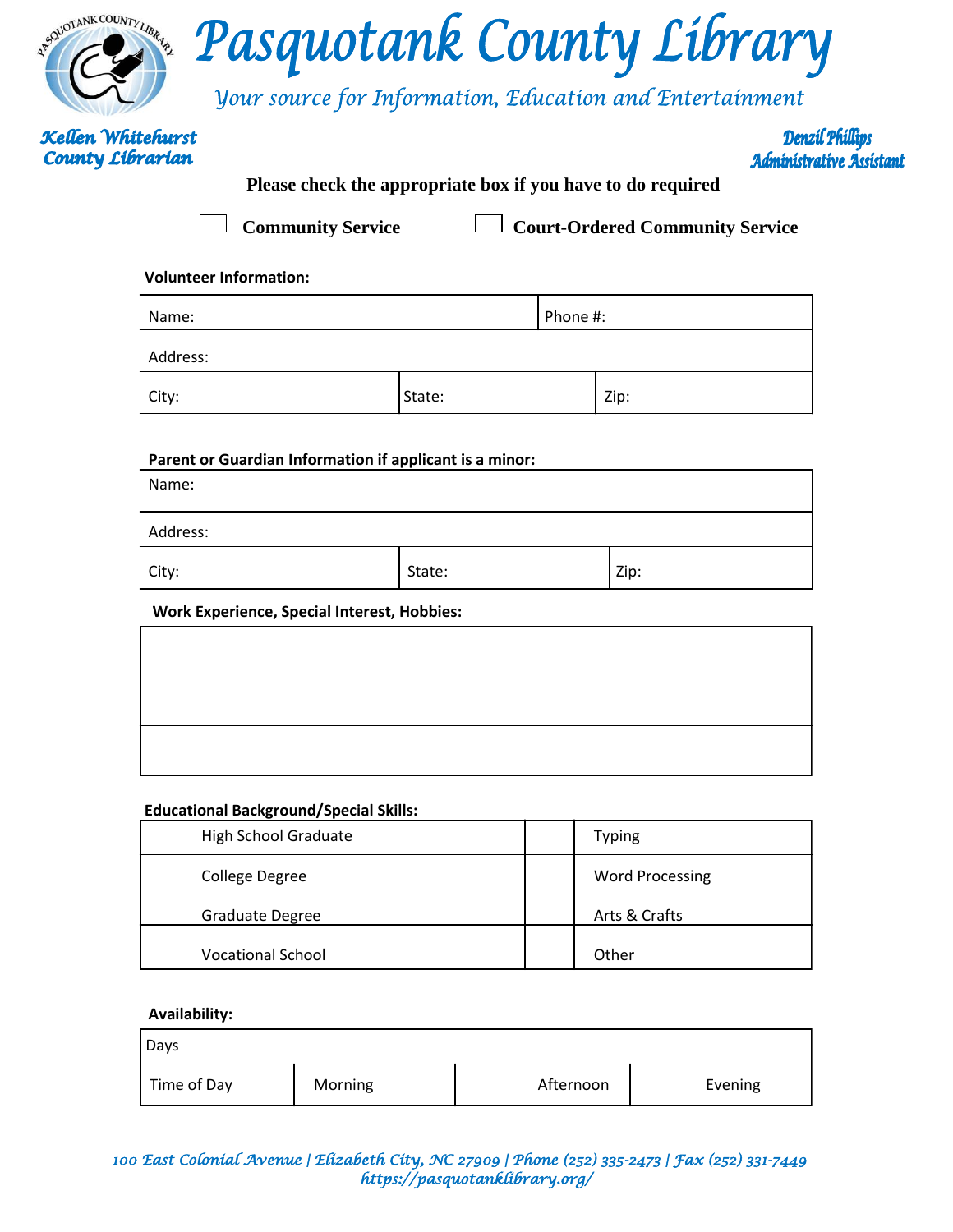# Pasquotank County Library

*Your source for Information, Education and Entertainment*

***Kellen Whitehurst***
***County Librarian***

***Denzil Phillips***
***Administrative Assistant***

**Please check the appropriate box if you have to do required**

☐ **Community Service** ☐ **Court-Ordered Community Service**

**Volunteer Information:**

| Name: | | Phone #: |
|---|---|---|
| Address: | | |
| City: | State: | Zip: |

**Parent or Guardian Information if applicant is a minor:**

| Name: | | |
|---|---|---|
| Address: | | |
| City: | State: | Zip: |

**Work Experience, Special Interest, Hobbies:**

| |
|---|
| |
| |
| |

**Educational Background/Special Skills:**

| | | | |
|---|---|---|---|
| | High School Graduate | | Typing |
| | College Degree | | Word Processing |
| | Graduate Degree | | Arts & Crafts |
| | Vocational School | | Other |

**Availability:**

| Days | | | |
|---|---|---|---|
| Time of Day | Morning | Afternoon | Evening |

*100 East Colonial Avenue | Elizabeth City, NC 27909 | Phone (252) 335-2473 | Fax (252) 331-7449*
*https://pasquotanklibrary.org/*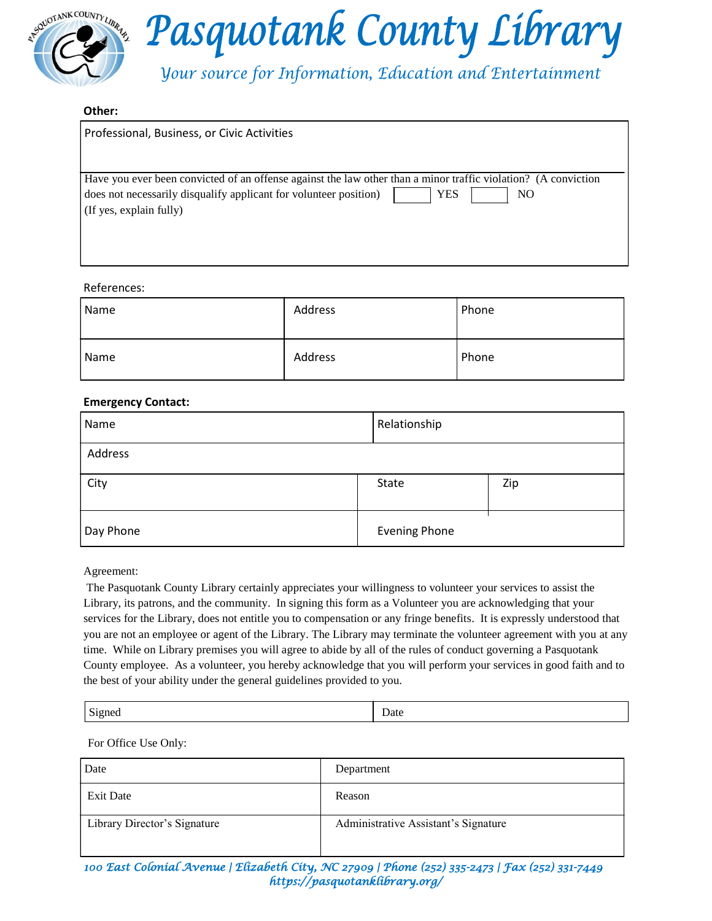# Pasquotank County Library

*Your source for Information, Education and Entertainment*

**Other:**

Professional, Business, or Civic Activities

Have you ever been convicted of an offense against the law other than a minor traffic violation? (A conviction does not necessarily disqualify applicant for volunteer position) ☐ YES ☐ NO
(If yes, explain fully)

References:

| | | |
|---|---|---|
| Name | Address | Phone |
| Name | Address | Phone |

**Emergency Contact:**

| | | |
|---|---|---|
| Name | Relationship | |
| Address | | |
| City | State | Zip |
| Day Phone | Evening Phone | |

Agreement:

The Pasquotank County Library certainly appreciates your willingness to volunteer your services to assist the Library, its patrons, and the community. In signing this form as a Volunteer you are acknowledging that your services for the Library, does not entitle you to compensation or any fringe benefits. It is expressly understood that you are not an employee or agent of the Library. The Library may terminate the volunteer agreement with you at any time. While on Library premises you will agree to abide by all of the rules of conduct governing a Pasquotank County employee. As a volunteer, you hereby acknowledge that you will perform your services in good faith and to the best of your ability under the general guidelines provided to you.

| | |
|---|---|
| Signed | Date |

For Office Use Only:

| | |
|---|---|
| Date | Department |
| Exit Date | Reason |
| Library Director's Signature | Administrative Assistant's Signature |

*100 East Colonial Avenue | Elizabeth City, NC 27909 | Phone (252) 335-2473 | Fax (252) 331-7449*
*https://pasquotanklibrary.org/*